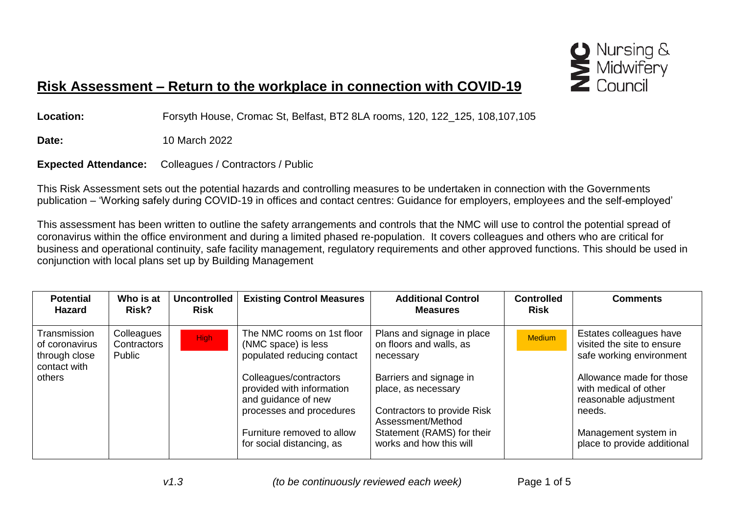# Risk Assessment – Return to the workplace in connection with COVID-19

**Location:** Forsyth House, Cromac St, Belfast, BT2 8LA rooms, 120, 122_125, 108,107,105

**Date:** 10 March 2022

**Expected Attendance:** Colleagues / Contractors / Public

This Risk Assessment sets out the potential hazards and controlling measures to be undertaken in connection with the Governments publication – 'Working safely during COVID-19 in offices and contact centres: Guidance for employers, employees and the self-employed'

This assessment has been written to outline the safety arrangements and controls that the NMC will use to control the potential spread of coronavirus within the office environment and during a limited phased re-population. It covers colleagues and others who are critical for business and operational continuity, safe facility management, regulatory requirements and other approved functions. This should be used in conjunction with local plans set up by Building Management

| Potential Hazard | Who is at Risk? | Uncontrolled Risk | Existing Control Measures | Additional Control Measures | Controlled Risk | Comments |
|---|---|---|---|---|---|---|
| Transmission of coronavirus through close contact with others | Colleagues<br>Contractors<br>Public | High | The NMC rooms on 1st floor (NMC space) is less populated reducing contact<br><br>Colleagues/contractors provided with information and guidance of new processes and procedures<br><br>Furniture removed to allow for social distancing, as | Plans and signage in place on floors and walls, as necessary<br><br>Barriers and signage in place, as necessary<br><br>Contractors to provide Risk Assessment/Method Statement (RAMS) for their works and how this will | Medium | Estates colleagues have visited the site to ensure safe working environment<br><br>Allowance made for those with medical of other reasonable adjustment needs.<br><br>Management system in place to provide additional |

*v1.3* *(to be continuously reviewed each week)*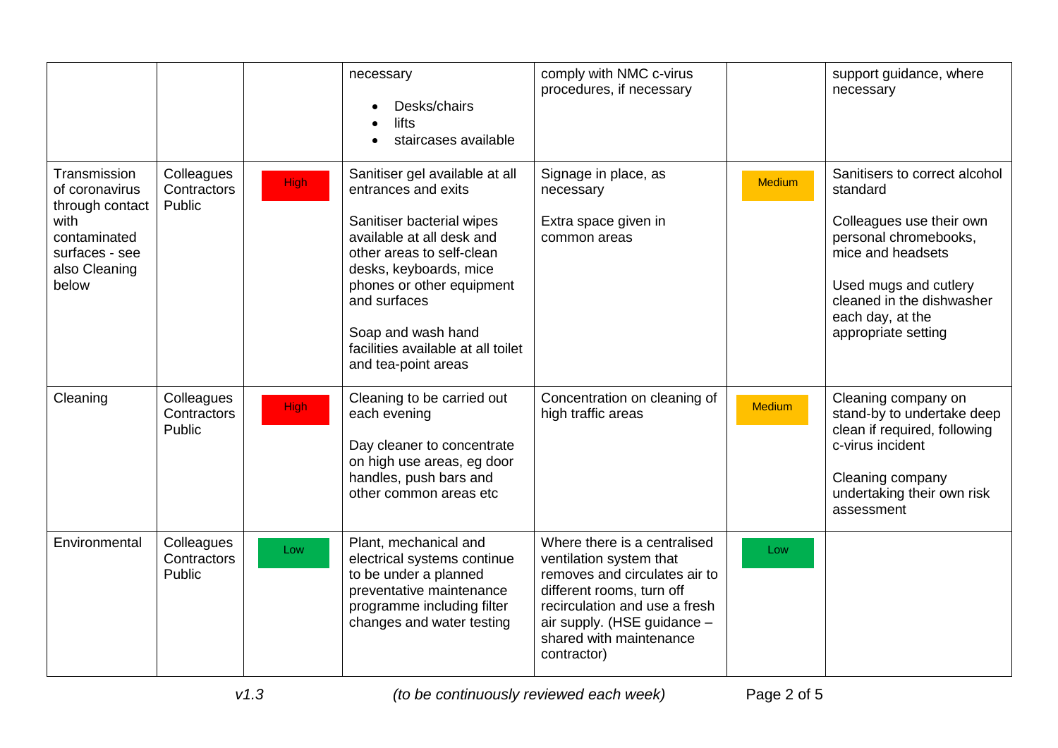| | | | | | | |
|---|---|---|---|---|---|---|
| | | | necessary<br>• Desks/chairs<br>• lifts<br>• staircases available | comply with NMC c-virus procedures, if necessary | | support guidance, where necessary |
| Transmission of coronavirus through contact with contaminated surfaces - see also Cleaning below | Colleagues<br>Contractors<br>Public | High | Sanitiser gel available at all entrances and exits<br><br>Sanitiser bacterial wipes available at all desk and other areas to self-clean desks, keyboards, mice phones or other equipment and surfaces<br><br>Soap and wash hand facilities available at all toilet and tea-point areas | Signage in place, as necessary<br><br>Extra space given in common areas | Medium | Sanitisers to correct alcohol standard<br><br>Colleagues use their own personal chromebooks, mice and headsets<br><br>Used mugs and cutlery cleaned in the dishwasher each day, at the appropriate setting |
| Cleaning | Colleagues<br>Contractors<br>Public | High | Cleaning to be carried out each evening<br><br>Day cleaner to concentrate on high use areas, eg door handles, push bars and other common areas etc | Concentration on cleaning of high traffic areas | Medium | Cleaning company on stand-by to undertake deep clean if required, following c-virus incident<br><br>Cleaning company undertaking their own risk assessment |
| Environmental | Colleagues<br>Contractors<br>Public | Low | Plant, mechanical and electrical systems continue to be under a planned preventative maintenance programme including filter changes and water testing | Where there is a centralised ventilation system that removes and circulates air to different rooms, turn off recirculation and use a fresh air supply. (HSE guidance – shared with maintenance contractor) | Low | |

*v1.3* *(to be continuously reviewed each week)*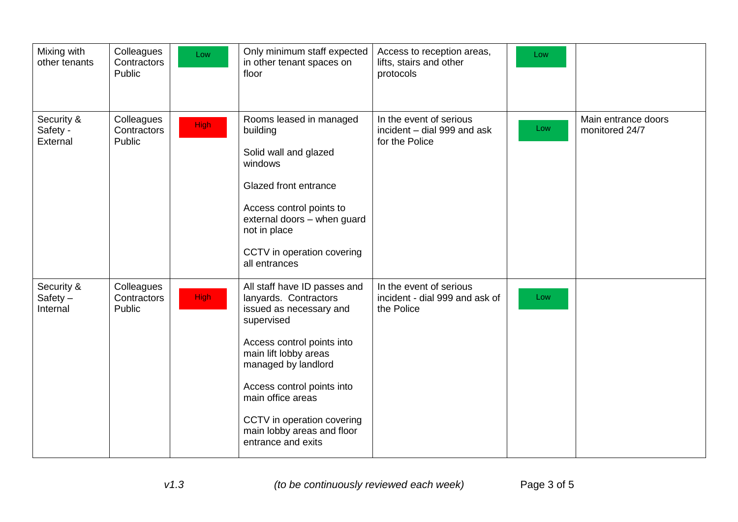| Mixing with other tenants | Colleagues Contractors Public | Low | Only minimum staff expected in other tenant spaces on floor | Access to reception areas, lifts, stairs and other protocols | Low | |
|---|---|---|---|---|---|---|
| Security & Safety - External | Colleagues Contractors Public | High | Rooms leased in managed building<br><br>Solid wall and glazed windows<br><br>Glazed front entrance<br><br>Access control points to external doors – when guard not in place<br><br>CCTV in operation covering all entrances | In the event of serious incident – dial 999 and ask for the Police | Low | Main entrance doors monitored 24/7 |
| Security & Safety – Internal | Colleagues Contractors Public | High | All staff have ID passes and lanyards. Contractors issued as necessary and supervised<br><br>Access control points into main lift lobby areas managed by landlord<br><br>Access control points into main office areas<br><br>CCTV in operation covering main lobby areas and floor entrance and exits | In the event of serious incident - dial 999 and ask of the Police | Low | |

*v1.3* *(to be continuously reviewed each week)*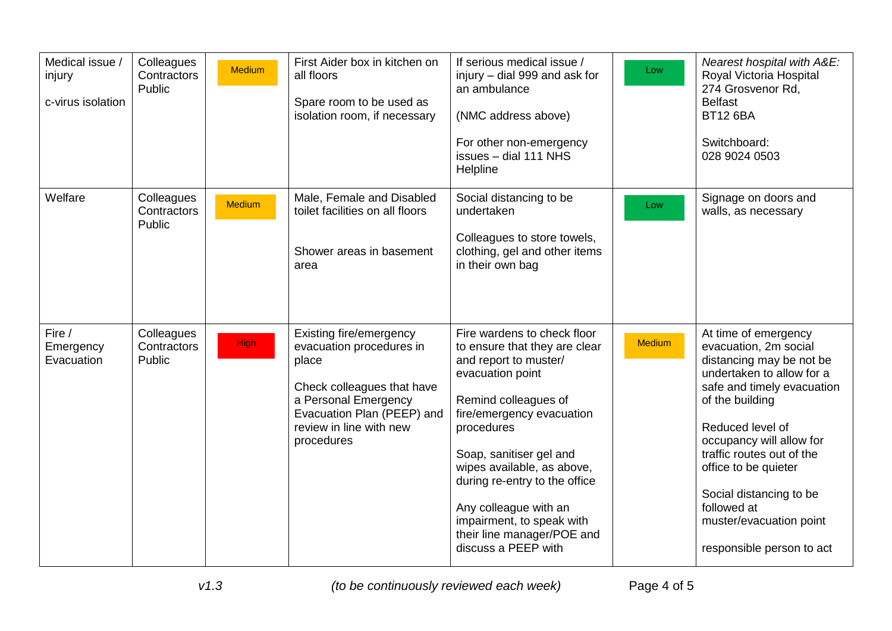| Medical issue / injury<br><br>c-virus isolation | Colleagues<br>Contractors<br>Public | Medium | First Aider box in kitchen on all floors<br><br>Spare room to be used as isolation room, if necessary | If serious medical issue / injury – dial 999 and ask for an ambulance<br><br>(NMC address above)<br><br>For other non-emergency issues – dial 111 NHS Helpline | Low | *Nearest hospital with A&E:*<br>Royal Victoria Hospital<br>274 Grosvenor Rd,<br>Belfast<br>BT12 6BA<br><br>Switchboard:<br>028 9024 0503 |
|---|---|---|---|---|---|---|
| Welfare | Colleagues<br>Contractors<br>Public | Medium | Male, Female and Disabled toilet facilities on all floors<br><br>Shower areas in basement area | Social distancing to be undertaken<br><br>Colleagues to store towels, clothing, gel and other items in their own bag | Low | Signage on doors and walls, as necessary |
| Fire / Emergency Evacuation | Colleagues<br>Contractors<br>Public | High | Existing fire/emergency evacuation procedures in place<br><br>Check colleagues that have a Personal Emergency Evacuation Plan (PEEP) and review in line with new procedures | Fire wardens to check floor to ensure that they are clear and report to muster/ evacuation point<br><br>Remind colleagues of fire/emergency evacuation procedures<br><br>Soap, sanitiser gel and wipes available, as above, during re-entry to the office<br><br>Any colleague with an impairment, to speak with their line manager/POE and discuss a PEEP with | Medium | At time of emergency evacuation, 2m social distancing may be not be undertaken to allow for a safe and timely evacuation of the building<br><br>Reduced level of occupancy will allow for traffic routes out of the office to be quieter<br><br>Social distancing to be followed at muster/evacuation point<br><br>responsible person to act |

*v1.3* *(to be continuously reviewed each week)*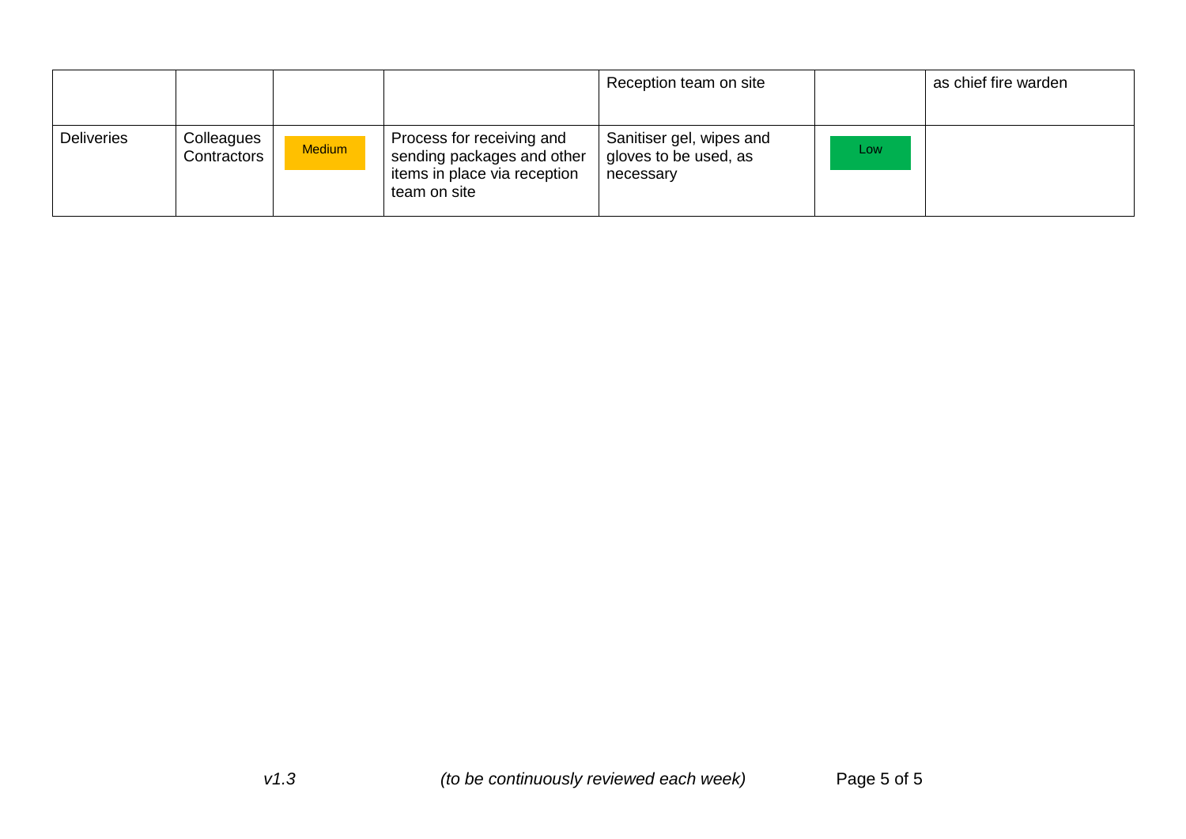| | | | | | | |
|---|---|---|---|---|---|---|
| | | | | Reception team on site | | as chief fire warden |
| Deliveries | Colleagues Contractors | Medium | Process for receiving and sending packages and other items in place via reception team on site | Sanitiser gel, wipes and gloves to be used, as necessary | Low | |

*v1.3* *(to be continuously reviewed each week)*